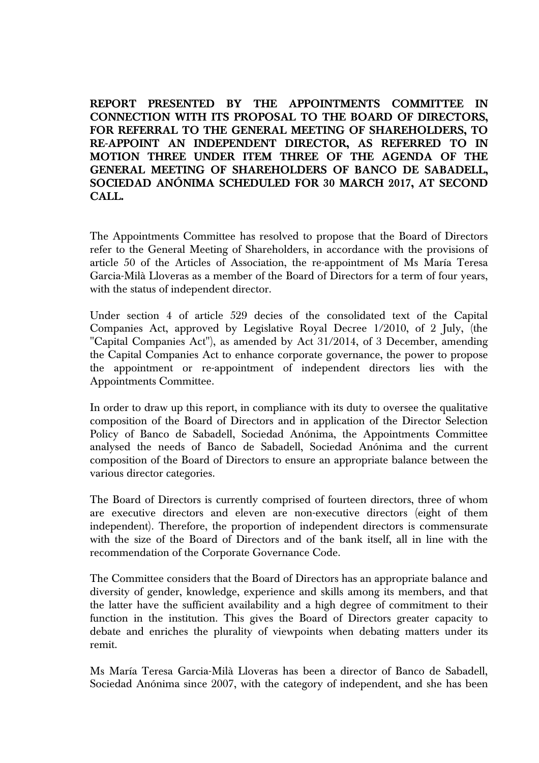**REPORT PRESENTED BY THE APPOINTMENTS COMMITTEE IN CONNECTION WITH ITS PROPOSAL TO THE BOARD OF DIRECTORS, FOR REFERRAL TO THE GENERAL MEETING OF SHAREHOLDERS, TO RE-APPOINT AN INDEPENDENT DIRECTOR, AS REFERRED TO IN MOTION THREE UNDER ITEM THREE OF THE AGENDA OF THE GENERAL MEETING OF SHAREHOLDERS OF BANCO DE SABADELL, SOCIEDAD ANÓNIMA SCHEDULED FOR 30 MARCH 2017, AT SECOND CALL.**

The Appointments Committee has resolved to propose that the Board of Directors refer to the General Meeting of Shareholders, in accordance with the provisions of article 50 of the Articles of Association, the re-appointment of Ms María Teresa Garcia-Milà Lloveras as a member of the Board of Directors for a term of four years, with the status of independent director.

Under section 4 of article 529 decies of the consolidated text of the Capital Companies Act, approved by Legislative Royal Decree 1/2010, of 2 July, (the "Capital Companies Act"), as amended by Act 31/2014, of 3 December, amending the Capital Companies Act to enhance corporate governance, the power to propose the appointment or re-appointment of independent directors lies with the Appointments Committee.

In order to draw up this report, in compliance with its duty to oversee the qualitative composition of the Board of Directors and in application of the Director Selection Policy of Banco de Sabadell, Sociedad Anónima, the Appointments Committee analysed the needs of Banco de Sabadell, Sociedad Anónima and the current composition of the Board of Directors to ensure an appropriate balance between the various director categories.

The Board of Directors is currently comprised of fourteen directors, three of whom are executive directors and eleven are non-executive directors (eight of them independent). Therefore, the proportion of independent directors is commensurate with the size of the Board of Directors and of the bank itself, all in line with the recommendation of the Corporate Governance Code.

The Committee considers that the Board of Directors has an appropriate balance and diversity of gender, knowledge, experience and skills among its members, and that the latter have the sufficient availability and a high degree of commitment to their function in the institution. This gives the Board of Directors greater capacity to debate and enriches the plurality of viewpoints when debating matters under its remit.

Ms María Teresa Garcia-Milà Lloveras has been a director of Banco de Sabadell, Sociedad Anónima since 2007, with the category of independent, and she has been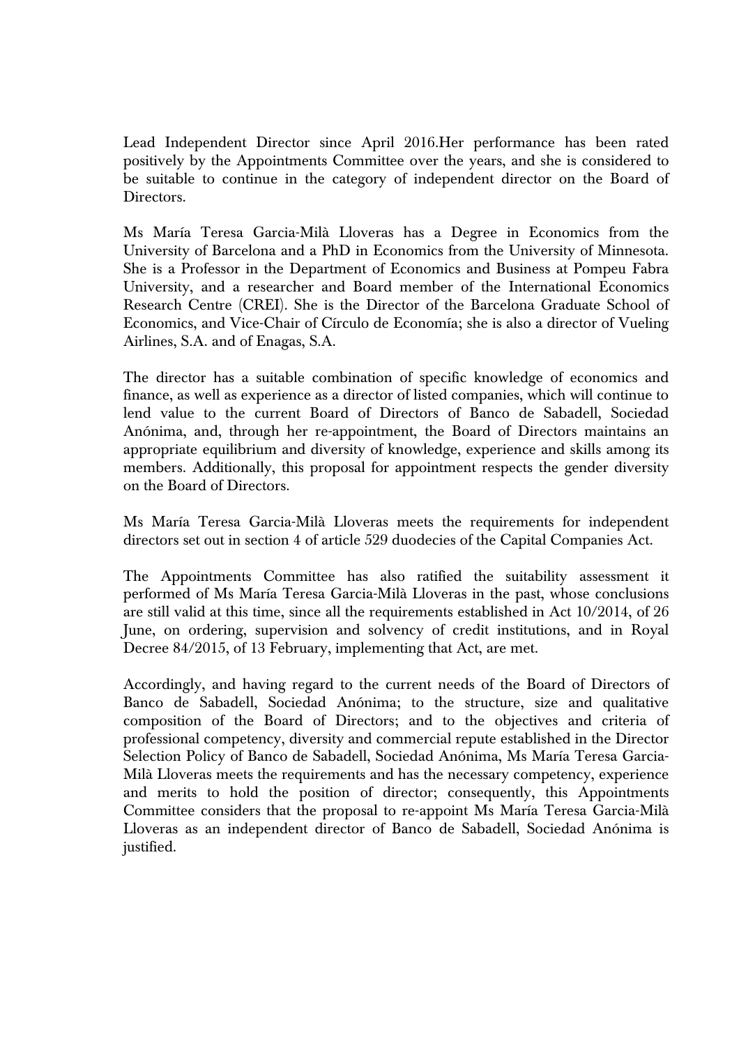Lead Independent Director since April 2016.Her performance has been rated positively by the Appointments Committee over the years, and she is considered to be suitable to continue in the category of independent director on the Board of Directors.

Ms María Teresa Garcia-Milà Lloveras has a Degree in Economics from the University of Barcelona and a PhD in Economics from the University of Minnesota. She is a Professor in the Department of Economics and Business at Pompeu Fabra University, and a researcher and Board member of the International Economics Research Centre (CREI). She is the Director of the Barcelona Graduate School of Economics, and Vice-Chair of Círculo de Economía; she is also a director of Vueling Airlines, S.A. and of Enagas, S.A.

The director has a suitable combination of specific knowledge of economics and finance, as well as experience as a director of listed companies, which will continue to lend value to the current Board of Directors of Banco de Sabadell, Sociedad Anónima, and, through her re-appointment, the Board of Directors maintains an appropriate equilibrium and diversity of knowledge, experience and skills among its members. Additionally, this proposal for appointment respects the gender diversity on the Board of Directors.

Ms María Teresa Garcia-Milà Lloveras meets the requirements for independent directors set out in section 4 of article 529 duodecies of the Capital Companies Act.

The Appointments Committee has also ratified the suitability assessment it performed of Ms María Teresa Garcia-Milà Lloveras in the past, whose conclusions are still valid at this time, since all the requirements established in Act 10/2014, of 26 June, on ordering, supervision and solvency of credit institutions, and in Royal Decree 84/2015, of 13 February, implementing that Act, are met.

Accordingly, and having regard to the current needs of the Board of Directors of Banco de Sabadell, Sociedad Anónima; to the structure, size and qualitative composition of the Board of Directors; and to the objectives and criteria of professional competency, diversity and commercial repute established in the Director Selection Policy of Banco de Sabadell, Sociedad Anónima, Ms María Teresa Garcia-Milà Lloveras meets the requirements and has the necessary competency, experience and merits to hold the position of director; consequently, this Appointments Committee considers that the proposal to re-appoint Ms María Teresa Garcia-Milà Lloveras as an independent director of Banco de Sabadell, Sociedad Anónima is justified.